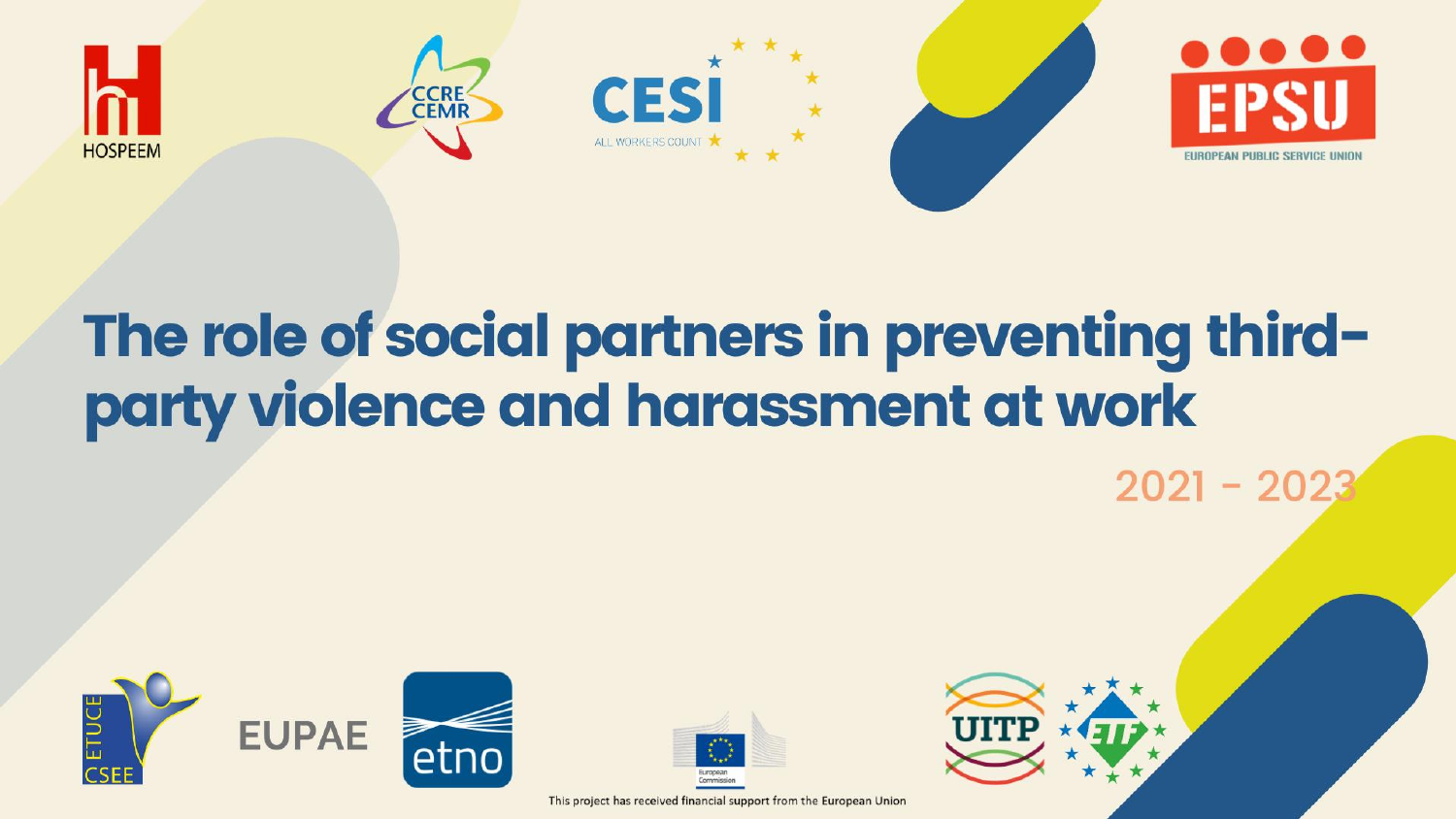# The role of social partners in preventing third-party violence and harassment at work

2021 - 2023

This project has received financial support from the European Union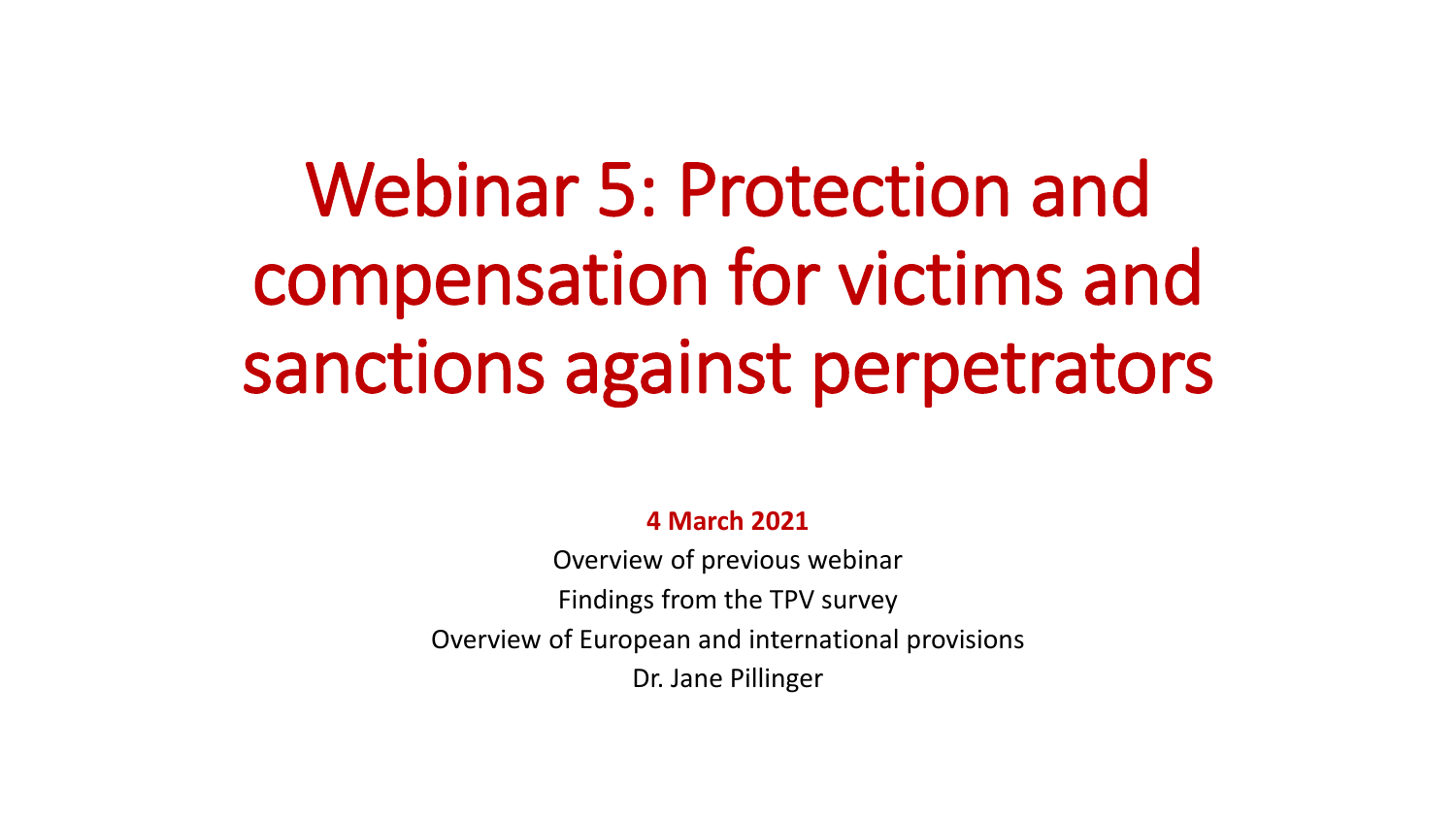# Webinar 5: Protection and compensation for victims and sanctions against perpetrators

**4 March 2021**

Overview of previous webinar

Findings from the TPV survey

Overview of European and international provisions

Dr. Jane Pillinger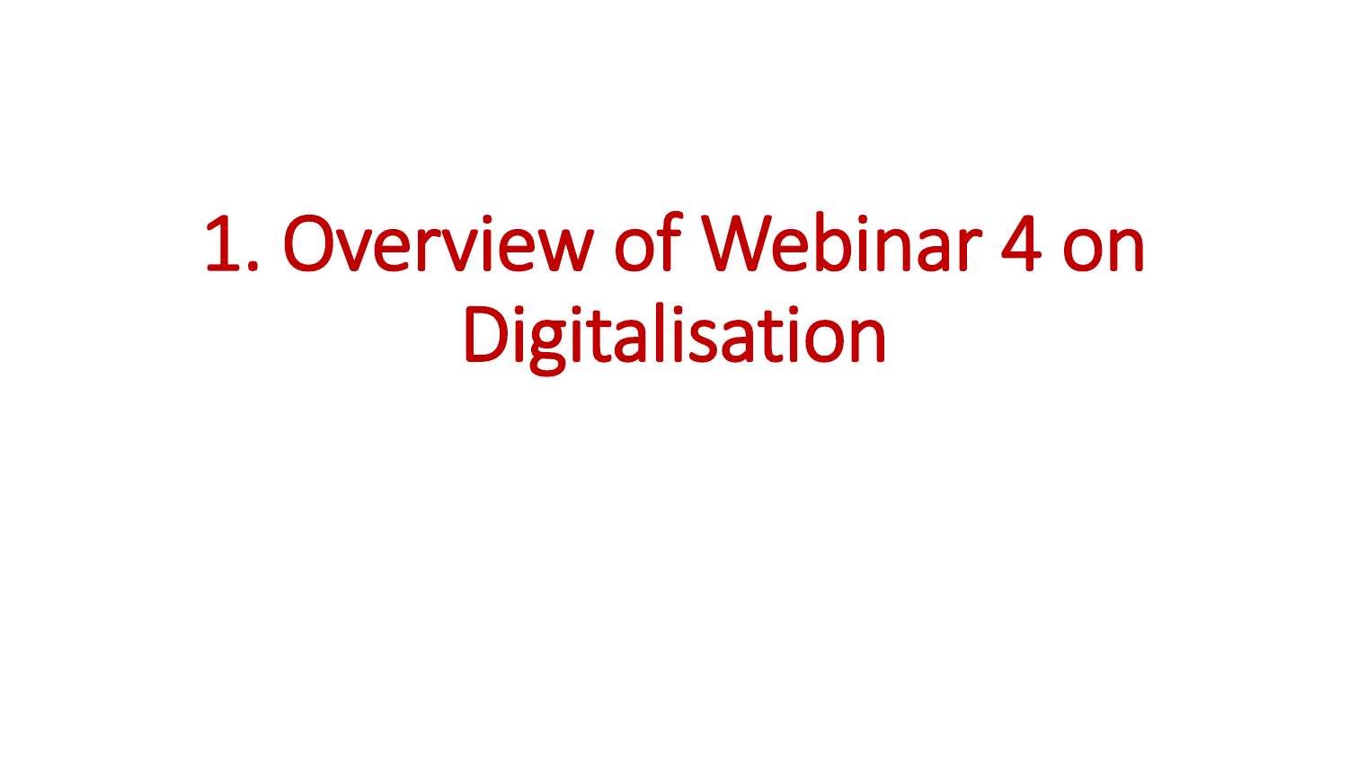# 1. Overview of Webinar 4 on Digitalisation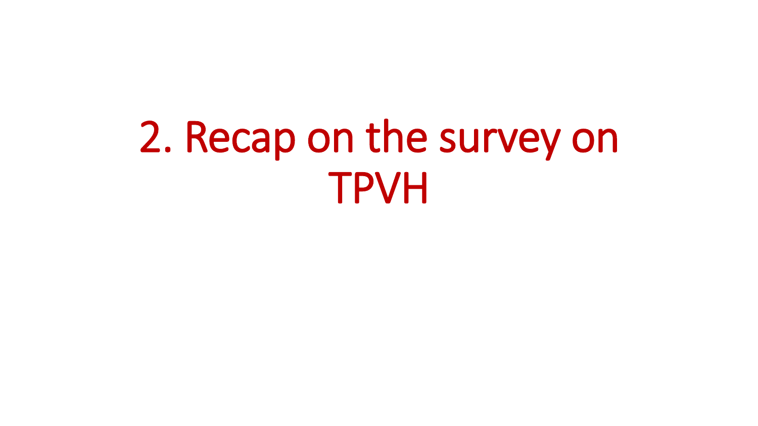# 2. Recap on the survey on TPVH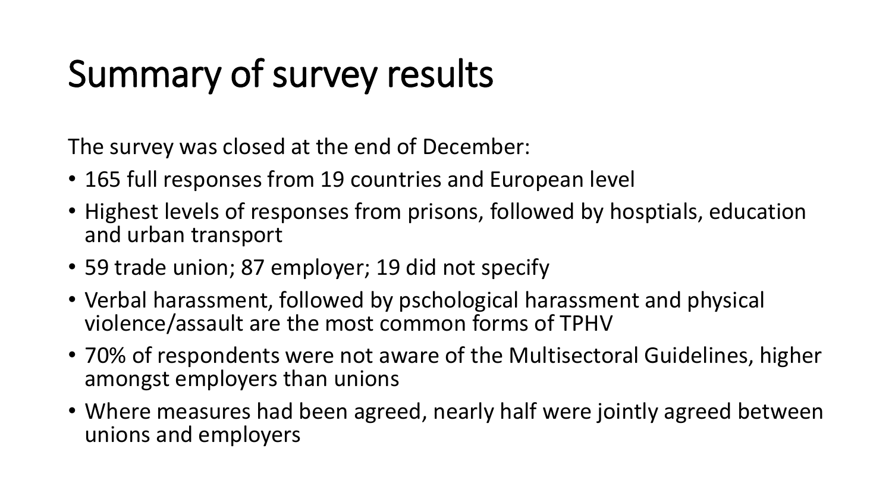# Summary of survey results

The survey was closed at the end of December:

- 165 full responses from 19 countries and European level
- Highest levels of responses from prisons, followed by hosptials, education and urban transport
- 59 trade union; 87 employer; 19 did not specify
- Verbal harassment, followed by pschological harassment and physical violence/assault are the most common forms of TPHV
- 70% of respondents were not aware of the Multisectoral Guidelines, higher amongst employers than unions
- Where measures had been agreed, nearly half were jointly agreed between unions and employers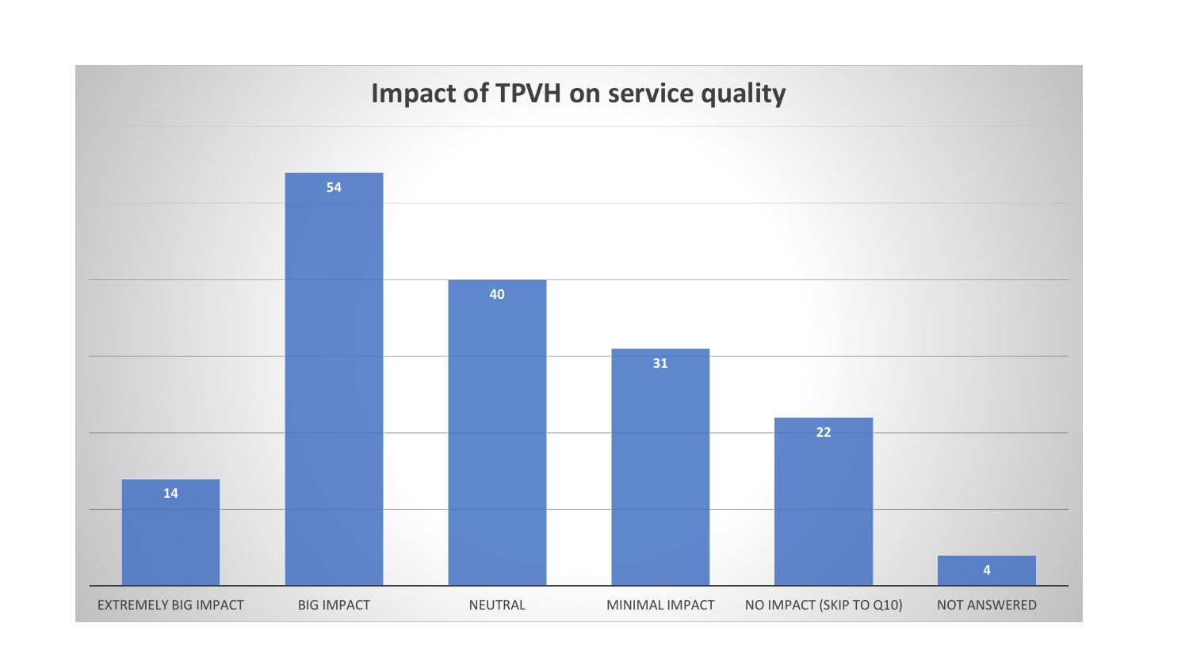## Impact of TPVH on service quality

| Response | Count |
|---|---|
| EXTREMELY BIG IMPACT | 14 |
| BIG IMPACT | 54 |
| NEUTRAL | 40 |
| MINIMAL IMPACT | 31 |
| NO IMPACT (SKIP TO Q10) | 22 |
| NOT ANSWERED | 4 |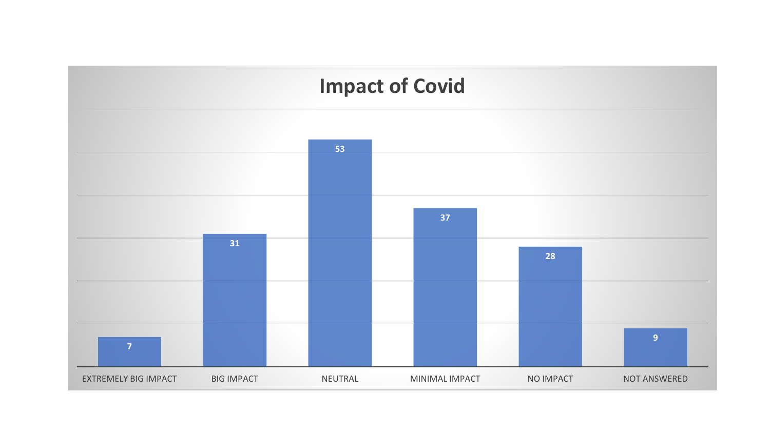## Impact of Covid

| Category | Count |
|---|---|
| EXTREMELY BIG IMPACT | 7 |
| BIG IMPACT | 31 |
| NEUTRAL | 53 |
| MINIMAL IMPACT | 37 |
| NO IMPACT | 28 |
| NOT ANSWERED | 9 |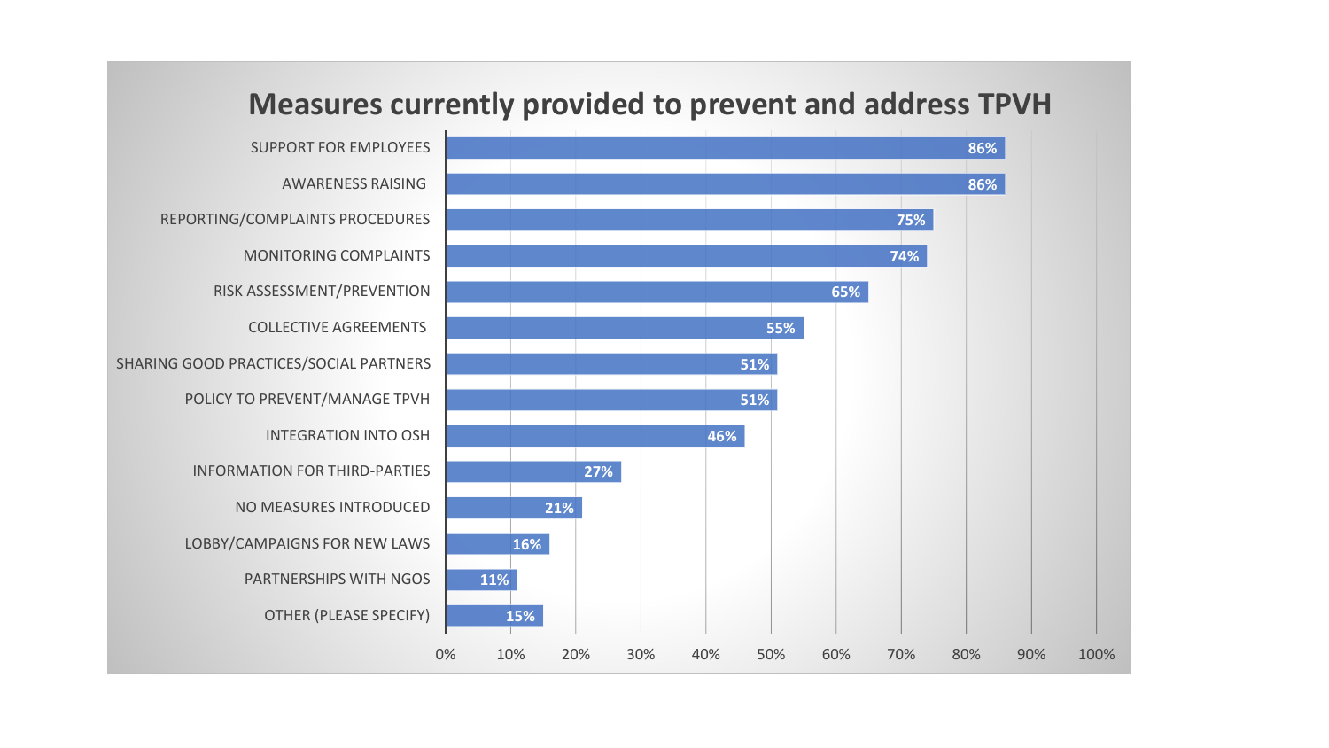# Measures currently provided to prevent and address TPVH

| Measure | % |
|---|---|
| SUPPORT FOR EMPLOYEES | 86% |
| AWARENESS RAISING | 86% |
| REPORTING/COMPLAINTS PROCEDURES | 75% |
| MONITORING COMPLAINTS | 74% |
| RISK ASSESSMENT/PREVENTION | 65% |
| COLLECTIVE AGREEMENTS | 55% |
| SHARING GOOD PRACTICES/SOCIAL PARTNERS | 51% |
| POLICY TO PREVENT/MANAGE TPVH | 51% |
| INTEGRATION INTO OSH | 46% |
| INFORMATION FOR THIRD-PARTIES | 27% |
| NO MEASURES INTRODUCED | 21% |
| LOBBY/CAMPAIGNS FOR NEW LAWS | 16% |
| PARTNERSHIPS WITH NGOS | 11% |
| OTHER (PLEASE SPECIFY) | 15% |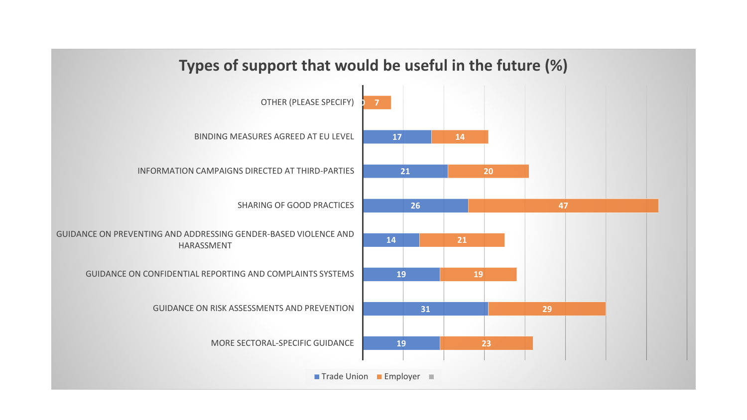## Types of support that would be useful in the future (%)

| Type of support | Trade Union | Employer |
| --- | --- | --- |
| OTHER (PLEASE SPECIFY) | 0 | 7 |
| BINDING MEASURES AGREED AT EU LEVEL | 17 | 14 |
| INFORMATION CAMPAIGNS DIRECTED AT THIRD-PARTIES | 21 | 20 |
| SHARING OF GOOD PRACTICES | 26 | 47 |
| GUIDANCE ON PREVENTING AND ADDRESSING GENDER-BASED VIOLENCE AND HARASSMENT | 14 | 21 |
| GUIDANCE ON CONFIDENTIAL REPORTING AND COMPLAINTS SYSTEMS | 19 | 19 |
| GUIDANCE ON RISK ASSESSMENTS AND PREVENTION | 31 | 29 |
| MORE SECTORAL-SPECIFIC GUIDANCE | 19 | 23 |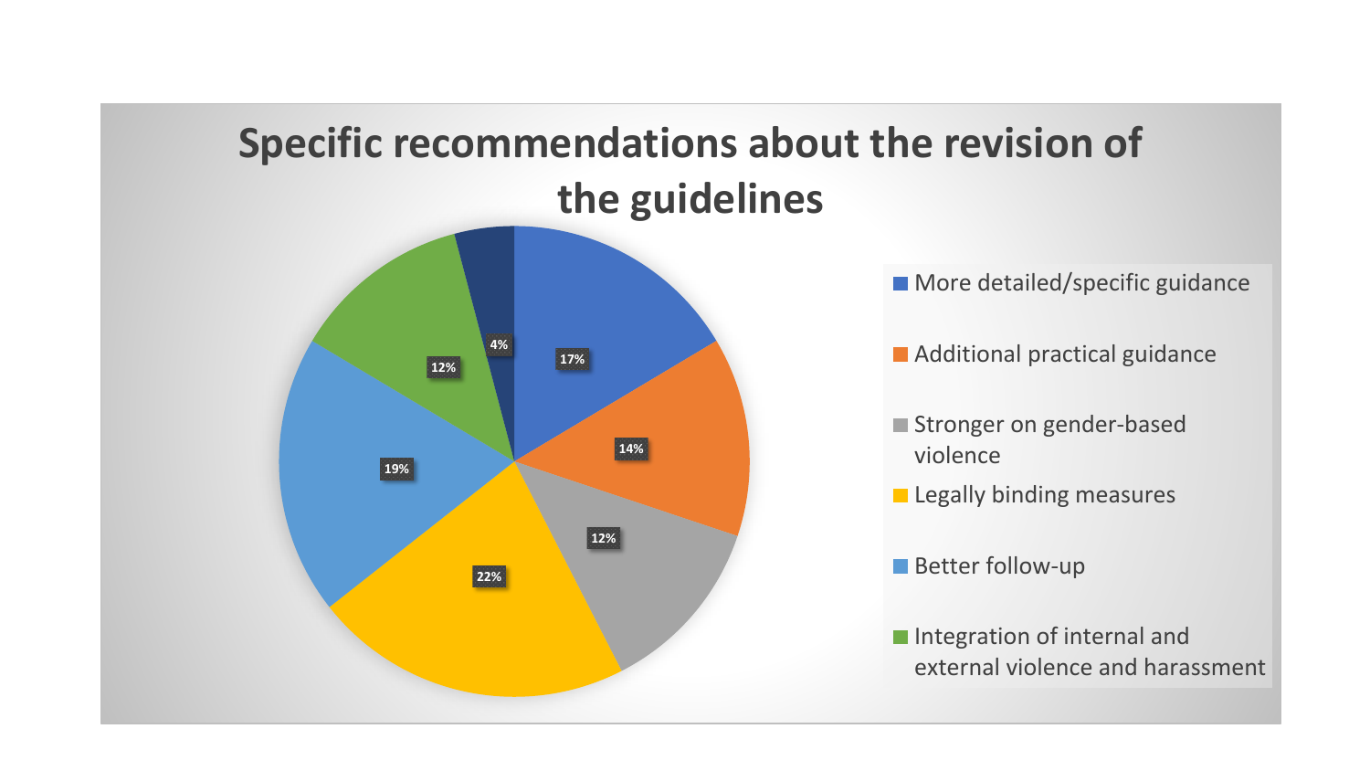## Specific recommendations about the revision of the guidelines

| Recommendation | Share |
|---|---|
| More detailed/specific guidance | 17% |
| Additional practical guidance | 14% |
| Stronger on gender-based violence | 12% |
| Legally binding measures | 22% |
| Better follow-up | 19% |
| Integration of internal and external violence and harassment | 12% |
| | 4% |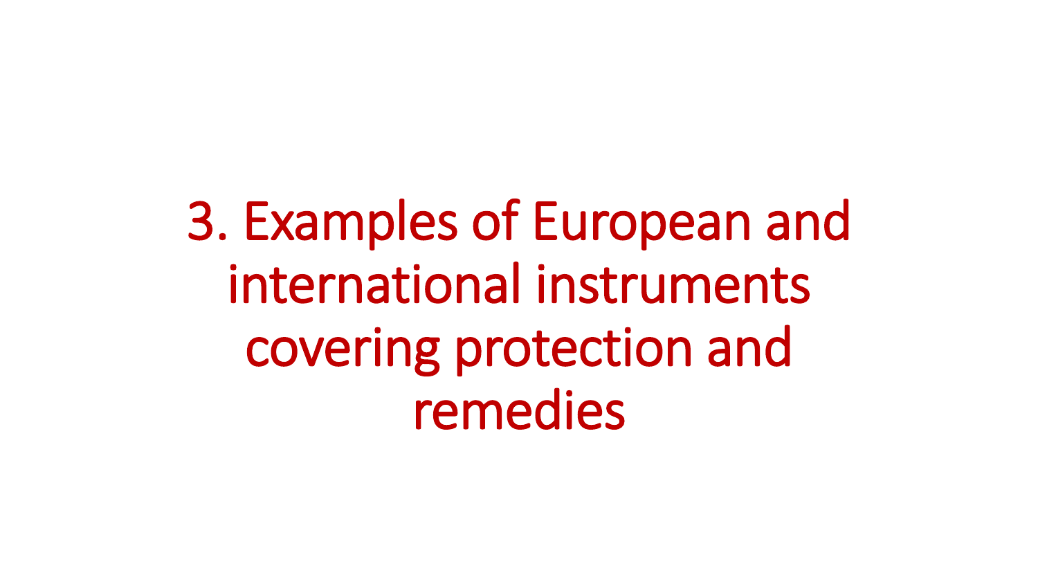# 3. Examples of European and international instruments covering protection and remedies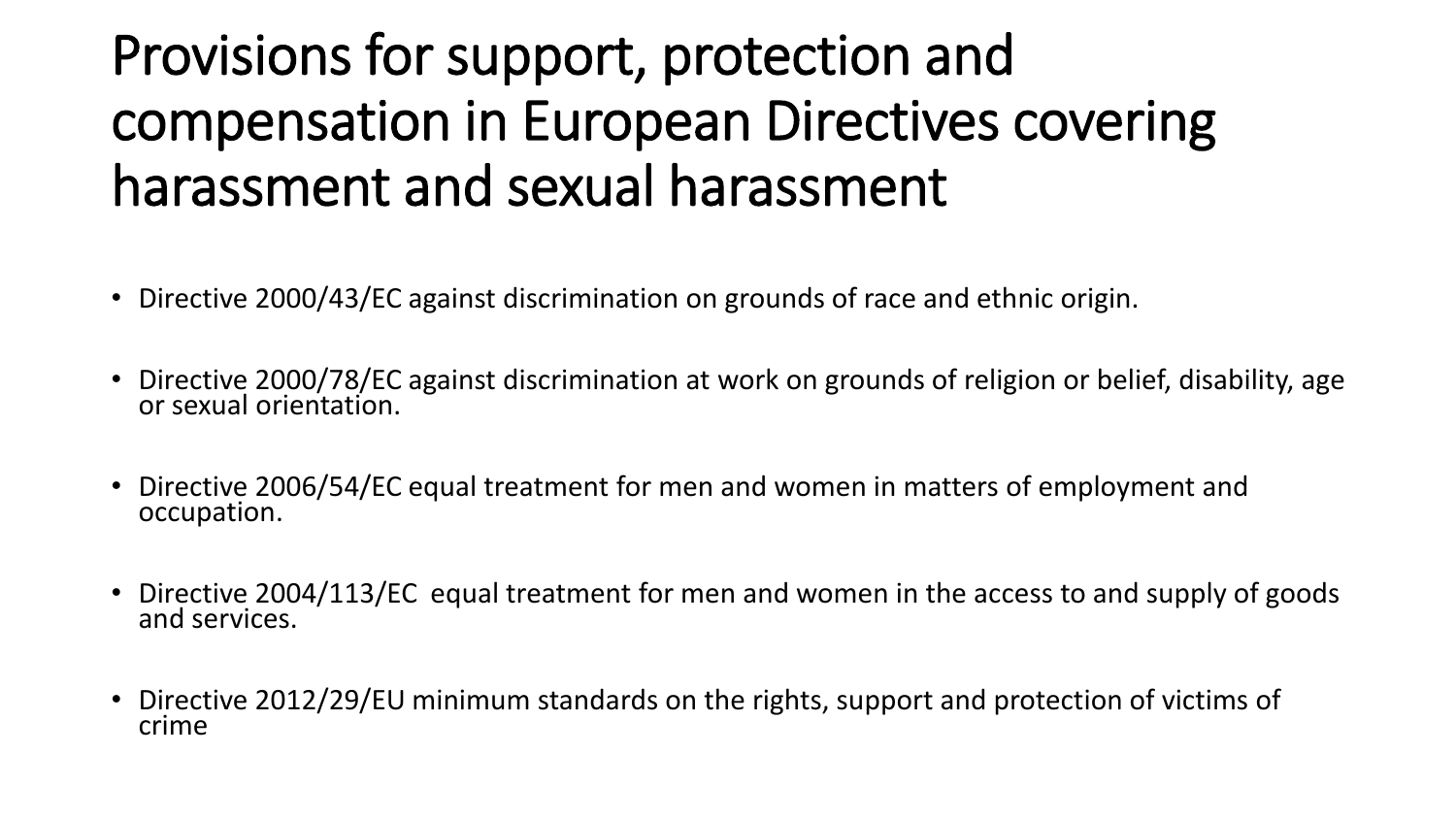# Provisions for support, protection and compensation in European Directives covering harassment and sexual harassment

- Directive 2000/43/EC against discrimination on grounds of race and ethnic origin.
- Directive 2000/78/EC against discrimination at work on grounds of religion or belief, disability, age or sexual orientation.
- Directive 2006/54/EC equal treatment for men and women in matters of employment and occupation.
- Directive 2004/113/EC equal treatment for men and women in the access to and supply of goods and services.
- Directive 2012/29/EU minimum standards on the rights, support and protection of victims of crime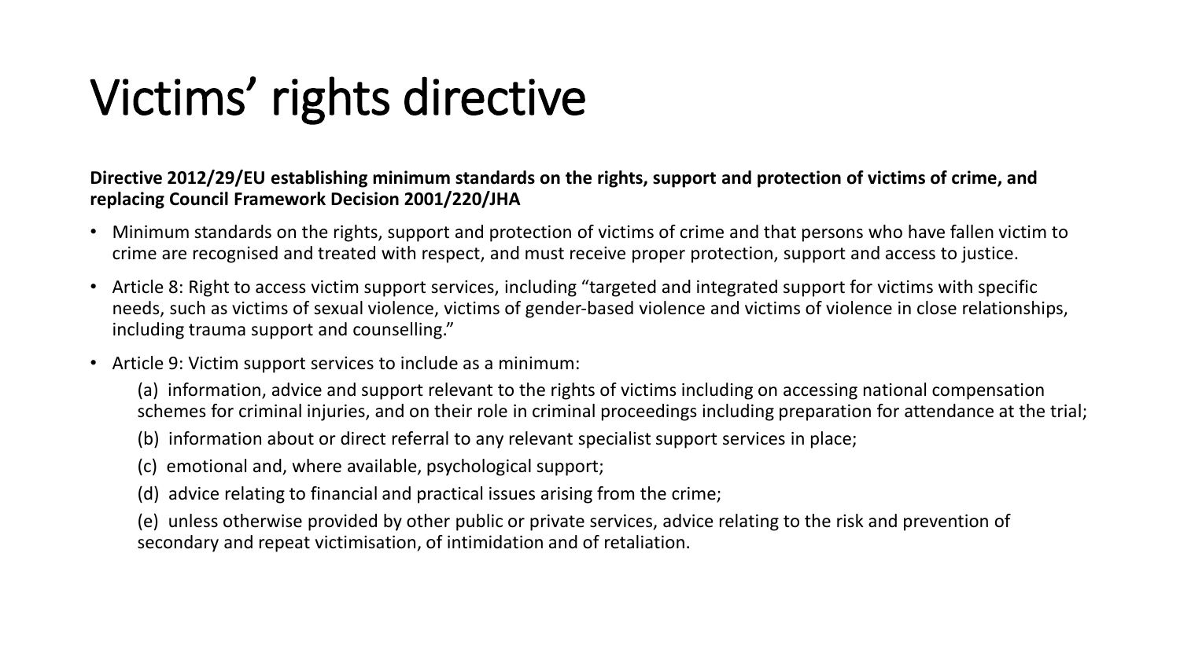# Victims' rights directive

**Directive 2012/29/EU establishing minimum standards on the rights, support and protection of victims of crime, and replacing Council Framework Decision 2001/220/JHA**

- Minimum standards on the rights, support and protection of victims of crime and that persons who have fallen victim to crime are recognised and treated with respect, and must receive proper protection, support and access to justice.
- Article 8: Right to access victim support services, including "targeted and integrated support for victims with specific needs, such as victims of sexual violence, victims of gender-based violence and victims of violence in close relationships, including trauma support and counselling."
- Article 9: Victim support services to include as a minimum:

  (a) information, advice and support relevant to the rights of victims including on accessing national compensation schemes for criminal injuries, and on their role in criminal proceedings including preparation for attendance at the trial;

  (b) information about or direct referral to any relevant specialist support services in place;

  (c) emotional and, where available, psychological support;

  (d) advice relating to financial and practical issues arising from the crime;

  (e) unless otherwise provided by other public or private services, advice relating to the risk and prevention of secondary and repeat victimisation, of intimidation and of retaliation.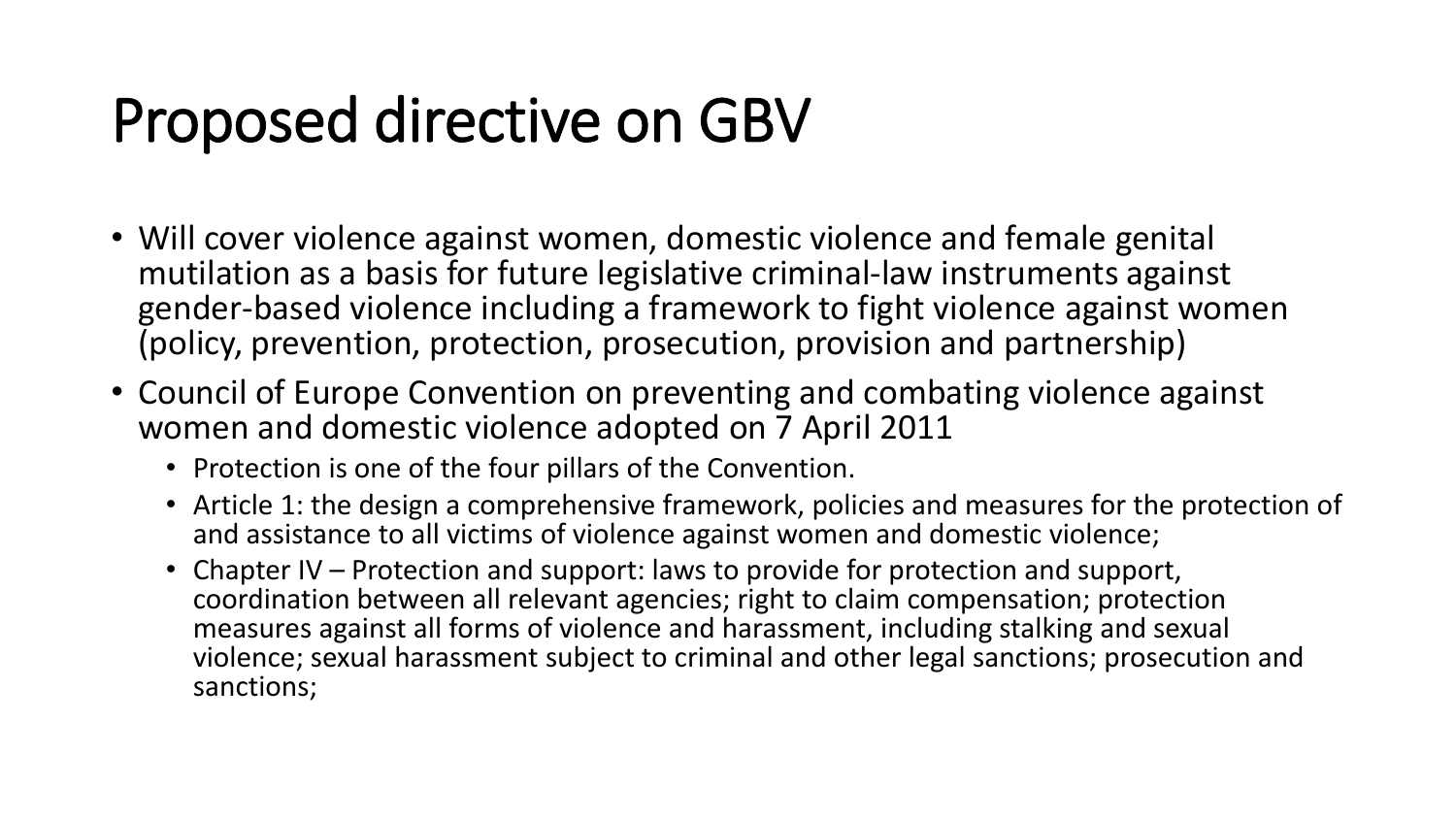# Proposed directive on GBV

- Will cover violence against women, domestic violence and female genital mutilation as a basis for future legislative criminal-law instruments against gender-based violence including a framework to fight violence against women (policy, prevention, protection, prosecution, provision and partnership)
- Council of Europe Convention on preventing and combating violence against women and domestic violence adopted on 7 April 2011
  - Protection is one of the four pillars of the Convention.
  - Article 1: the design a comprehensive framework, policies and measures for the protection of and assistance to all victims of violence against women and domestic violence;
  - Chapter IV – Protection and support: laws to provide for protection and support, coordination between all relevant agencies; right to claim compensation; protection measures against all forms of violence and harassment, including stalking and sexual violence; sexual harassment subject to criminal and other legal sanctions; prosecution and sanctions;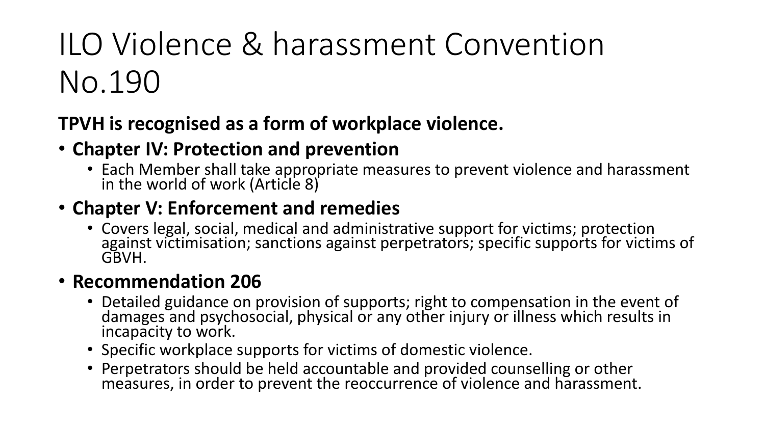# ILO Violence & harassment Convention No.190

**TPVH is recognised as a form of workplace violence.**

- **Chapter IV: Protection and prevention**
  - Each Member shall take appropriate measures to prevent violence and harassment in the world of work (Article 8)
- **Chapter V: Enforcement and remedies**
  - Covers legal, social, medical and administrative support for victims; protection against victimisation; sanctions against perpetrators; specific supports for victims of GBVH.
- **Recommendation 206**
  - Detailed guidance on provision of supports; right to compensation in the event of damages and psychosocial, physical or any other injury or illness which results in incapacity to work.
  - Specific workplace supports for victims of domestic violence.
  - Perpetrators should be held accountable and provided counselling or other measures, in order to prevent the reoccurrence of violence and harassment.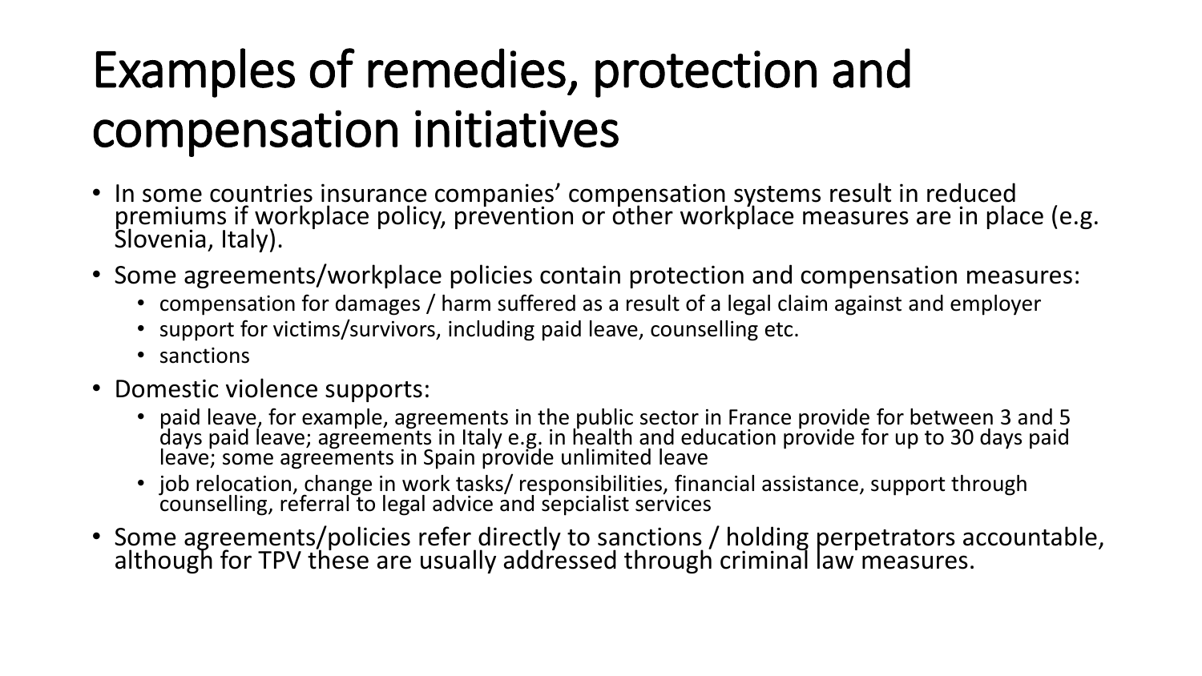# Examples of remedies, protection and compensation initiatives

- In some countries insurance companies' compensation systems result in reduced premiums if workplace policy, prevention or other workplace measures are in place (e.g. Slovenia, Italy).
- Some agreements/workplace policies contain protection and compensation measures:
  - compensation for damages / harm suffered as a result of a legal claim against and employer
  - support for victims/survivors, including paid leave, counselling etc.
  - sanctions
- Domestic violence supports:
  - paid leave, for example, agreements in the public sector in France provide for between 3 and 5 days paid leave; agreements in Italy e.g. in health and education provide for up to 30 days paid leave; some agreements in Spain provide unlimited leave
  - job relocation, change in work tasks/ responsibilities, financial assistance, support through counselling, referral to legal advice and sepcialist services
- Some agreements/policies refer directly to sanctions / holding perpetrators accountable, although for TPV these are usually addressed through criminal law measures.